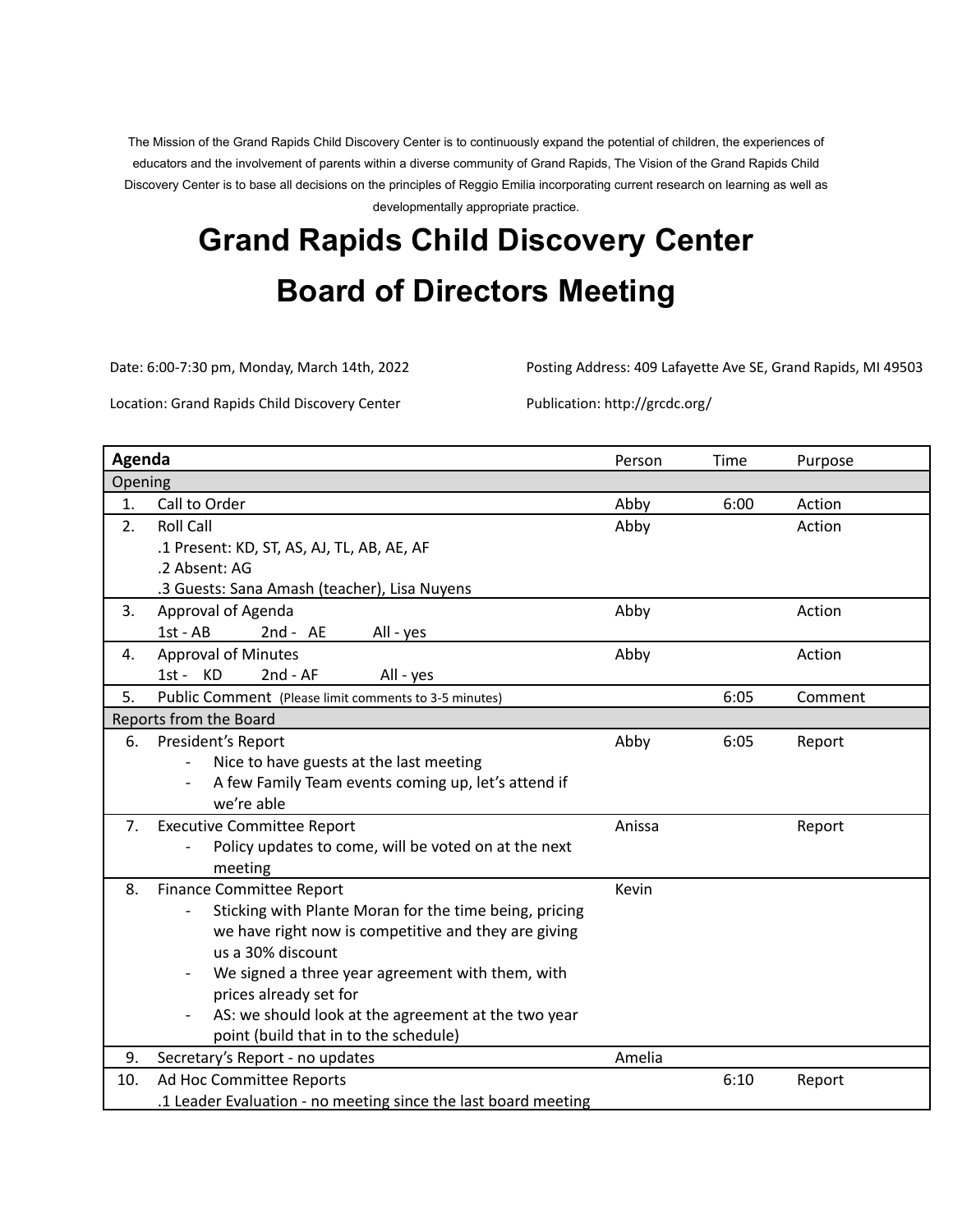The Mission of the Grand Rapids Child Discovery Center is to continuously expand the potential of children, the experiences of educators and the involvement of parents within a diverse community of Grand Rapids, The Vision of the Grand Rapids Child Discovery Center is to base all decisions on the principles of Reggio Emilia incorporating current research on learning as well as developmentally appropriate practice.

# Grand Rapids Child Discovery Center
# Board of Directors Meeting

Date: 6:00-7:30 pm, Monday, March 14th, 2022

Location: Grand Rapids Child Discovery Center

Posting Address: 409 Lafayette Ave SE, Grand Rapids, MI 49503

Publication: http://grcdc.org/

| | Agenda | Person | Time | Purpose |
|---|---|---|---|---|
| **Opening** | | | | |
| 1. | Call to Order | Abby | 6:00 | Action |
| 2. | Roll Call<br>.1 Present: KD, ST, AS, AJ, TL, AB, AE, AF<br>.2 Absent: AG<br>.3 Guests: Sana Amash (teacher), Lisa Nuyens | Abby | | Action |
| 3. | Approval of Agenda<br>1st - AB 2nd - AE All - yes | Abby | | Action |
| 4. | Approval of Minutes<br>1st - KD 2nd - AF All - yes | Abby | | Action |
| 5. | Public Comment (Please limit comments to 3-5 minutes) | | 6:05 | Comment |
| **Reports from the Board** | | | | |
| 6. | President's Report<br>- Nice to have guests at the last meeting<br>- A few Family Team events coming up, let's attend if we're able | Abby | 6:05 | Report |
| 7. | Executive Committee Report<br>- Policy updates to come, will be voted on at the next meeting | Anissa | | Report |
| 8. | Finance Committee Report<br>- Sticking with Plante Moran for the time being, pricing we have right now is competitive and they are giving us a 30% discount<br>- We signed a three year agreement with them, with prices already set for<br>- AS: we should look at the agreement at the two year point (build that in to the schedule) | Kevin | | |
| 9. | Secretary's Report - no updates | Amelia | | |
| 10. | Ad Hoc Committee Reports<br>.1 Leader Evaluation - no meeting since the last board meeting | | 6:10 | Report |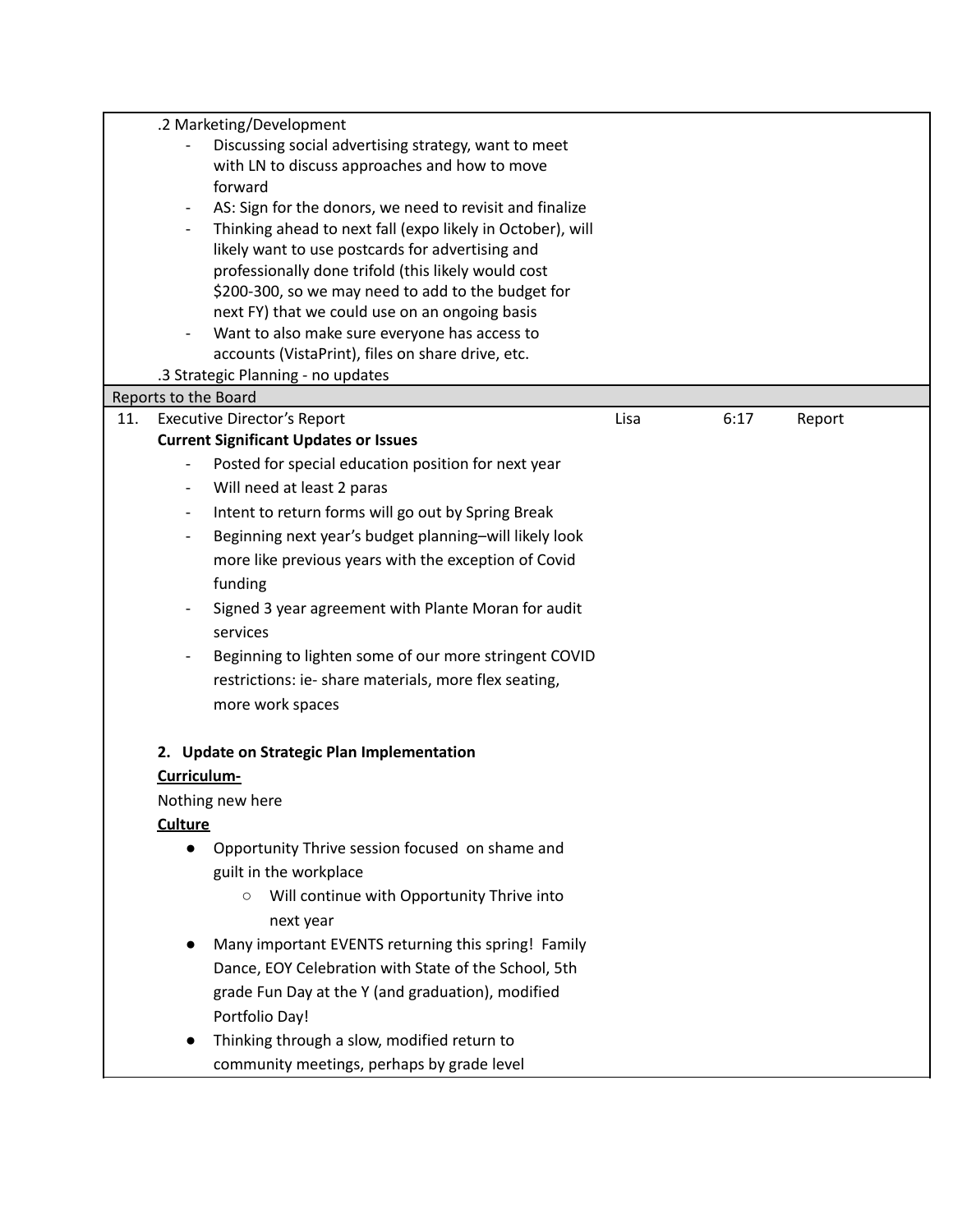| | | | | |
|---|---|---|---|---|
| | .2 Marketing/Development<br>- Discussing social advertising strategy, want to meet with LN to discuss approaches and how to move forward<br>- AS: Sign for the donors, we need to revisit and finalize<br>- Thinking ahead to next fall (expo likely in October), will likely want to use postcards for advertising and professionally done trifold (this likely would cost $200-300, so we may need to add to the budget for next FY) that we could use on an ongoing basis<br>- Want to also make sure everyone has access to accounts (VistaPrint), files on share drive, etc.<br>.3 Strategic Planning - no updates | | | |
| Reports to the Board | | | | |
| 11. | Executive Director's Report<br>**Current Significant Updates or Issues**<br>- Posted for special education position for next year<br>- Will need at least 2 paras<br>- Intent to return forms will go out by Spring Break<br>- Beginning next year's budget planning–will likely look more like previous years with the exception of Covid funding<br>- Signed 3 year agreement with Plante Moran for audit services<br>- Beginning to lighten some of our more stringent COVID restrictions: ie- share materials, more flex seating, more work spaces<br><br>**2. Update on Strategic Plan Implementation**<br>**<u>Curriculum-</u>**<br>Nothing new here<br>**<u>Culture</u>**<br>● Opportunity Thrive session focused on shame and guilt in the workplace<br>&nbsp;&nbsp;&nbsp;&nbsp;○ Will continue with Opportunity Thrive into next year<br>● Many important EVENTS returning this spring! Family Dance, EOY Celebration with State of the School, 5th grade Fun Day at the Y (and graduation), modified Portfolio Day!<br>● Thinking through a slow, modified return to community meetings, perhaps by grade level | Lisa | 6:17 | Report |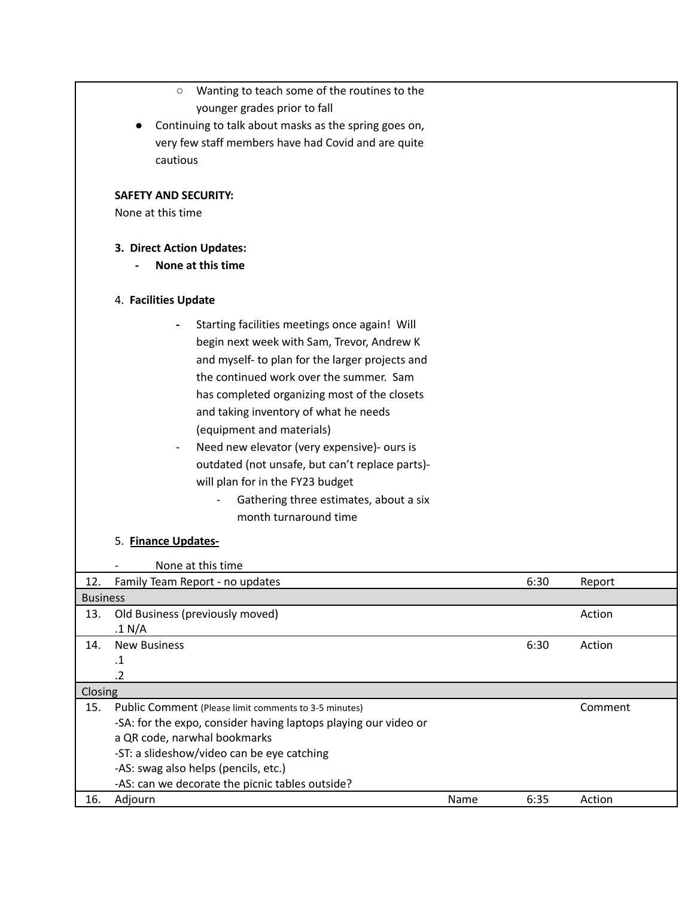| | | | | |
|---|---|---|---|---|
| | ○ Wanting to teach some of the routines to the younger grades prior to fall<br>● Continuing to talk about masks as the spring goes on, very few staff members have had Covid and are quite cautious<br><br>**SAFETY AND SECURITY:**<br>None at this time<br><br>**3. Direct Action Updates:**<br>- **None at this time**<br><br>4. **Facilities Update**<br>- Starting facilities meetings once again! Will begin next week with Sam, Trevor, Andrew K and myself- to plan for the larger projects and the continued work over the summer. Sam has completed organizing most of the closets and taking inventory of what he needs (equipment and materials)<br>- Need new elevator (very expensive)- ours is outdated (not unsafe, but can't replace parts)- will plan for in the FY23 budget<br>&nbsp;&nbsp;- Gathering three estimates, about a six month turnaround time<br><br>5. **<u>Finance Updates-</u>**<br>- None at this time | | | |
| 12. | Family Team Report - no updates | | 6:30 | Report |
| **Business** | | | | |
| 13. | Old Business (previously moved)<br>.1 N/A | | | Action |
| 14. | New Business<br>.1<br>.2 | | 6:30 | Action |
| **Closing** | | | | |
| 15. | Public Comment (Please limit comments to 3-5 minutes)<br>-SA: for the expo, consider having laptops playing our video or a QR code, narwhal bookmarks<br>-ST: a slideshow/video can be eye catching<br>-AS: swag also helps (pencils, etc.)<br>-AS: can we decorate the picnic tables outside? | | | Comment |
| 16. | Adjourn | Name | 6:35 | Action |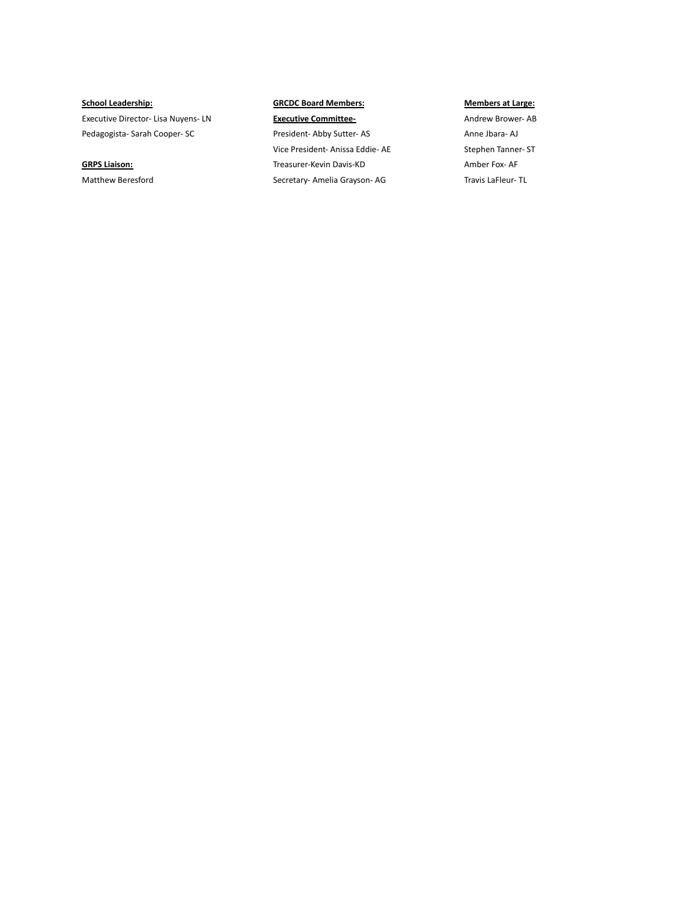**School Leadership:**

Executive Director- Lisa Nuyens- LN

Pedagogista- Sarah Cooper- SC

**GRPS Liaison:**

Matthew Beresford

**GRCDC Board Members:**

**Executive Committee-**

President- Abby Sutter- AS

Vice President- Anissa Eddie- AE

Treasurer-Kevin Davis-KD

Secretary- Amelia Grayson- AG

**Members at Large:**

Andrew Brower- AB

Anne Jbara- AJ

Stephen Tanner- ST

Amber Fox- AF

Travis LaFleur- TL